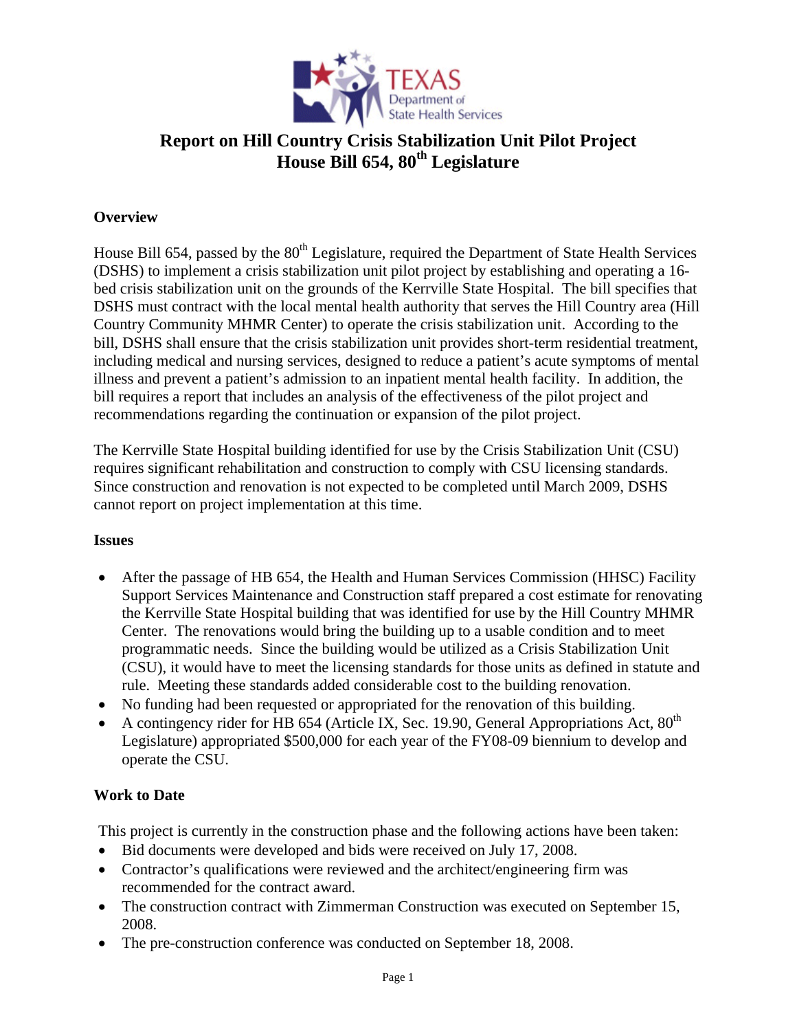# Report on Hill Country Crisis Stabilization Unit Pilot Project
# House Bill 654, 80th Legislature

## Overview

House Bill 654, passed by the 80th Legislature, required the Department of State Health Services (DSHS) to implement a crisis stabilization unit pilot project by establishing and operating a 16-bed crisis stabilization unit on the grounds of the Kerrville State Hospital. The bill specifies that DSHS must contract with the local mental health authority that serves the Hill Country area (Hill Country Community MHMR Center) to operate the crisis stabilization unit. According to the bill, DSHS shall ensure that the crisis stabilization unit provides short-term residential treatment, including medical and nursing services, designed to reduce a patient's acute symptoms of mental illness and prevent a patient's admission to an inpatient mental health facility. In addition, the bill requires a report that includes an analysis of the effectiveness of the pilot project and recommendations regarding the continuation or expansion of the pilot project.

The Kerrville State Hospital building identified for use by the Crisis Stabilization Unit (CSU) requires significant rehabilitation and construction to comply with CSU licensing standards. Since construction and renovation is not expected to be completed until March 2009, DSHS cannot report on project implementation at this time.

## Issues

- After the passage of HB 654, the Health and Human Services Commission (HHSC) Facility Support Services Maintenance and Construction staff prepared a cost estimate for renovating the Kerrville State Hospital building that was identified for use by the Hill Country MHMR Center. The renovations would bring the building up to a usable condition and to meet programmatic needs. Since the building would be utilized as a Crisis Stabilization Unit (CSU), it would have to meet the licensing standards for those units as defined in statute and rule. Meeting these standards added considerable cost to the building renovation.
- No funding had been requested or appropriated for the renovation of this building.
- A contingency rider for HB 654 (Article IX, Sec. 19.90, General Appropriations Act, 80th Legislature) appropriated $500,000 for each year of the FY08-09 biennium to develop and operate the CSU.

## Work to Date

This project is currently in the construction phase and the following actions have been taken:

- Bid documents were developed and bids were received on July 17, 2008.
- Contractor's qualifications were reviewed and the architect/engineering firm was recommended for the contract award.
- The construction contract with Zimmerman Construction was executed on September 15, 2008.
- The pre-construction conference was conducted on September 18, 2008.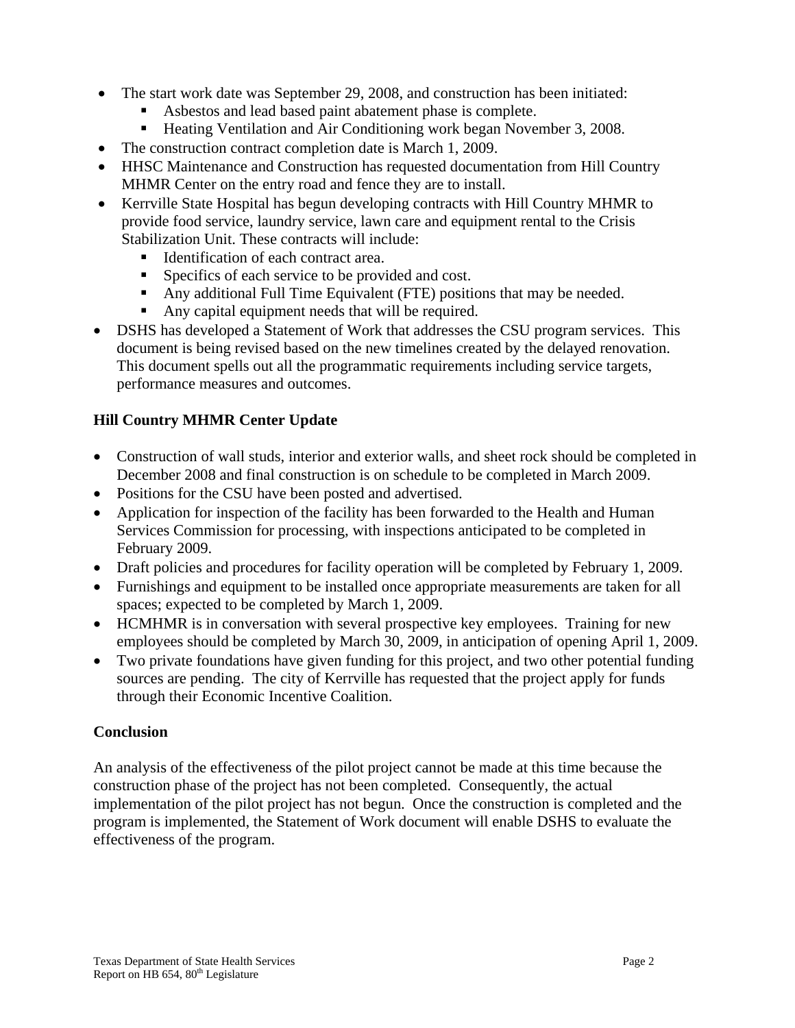- The start work date was September 29, 2008, and construction has been initiated:
  - Asbestos and lead based paint abatement phase is complete.
  - Heating Ventilation and Air Conditioning work began November 3, 2008.
- The construction contract completion date is March 1, 2009.
- HHSC Maintenance and Construction has requested documentation from Hill Country MHMR Center on the entry road and fence they are to install.
- Kerrville State Hospital has begun developing contracts with Hill Country MHMR to provide food service, laundry service, lawn care and equipment rental to the Crisis Stabilization Unit. These contracts will include:
  - Identification of each contract area.
  - Specifics of each service to be provided and cost.
  - Any additional Full Time Equivalent (FTE) positions that may be needed.
  - Any capital equipment needs that will be required.
- DSHS has developed a Statement of Work that addresses the CSU program services. This document is being revised based on the new timelines created by the delayed renovation. This document spells out all the programmatic requirements including service targets, performance measures and outcomes.

**Hill Country MHMR Center Update**

- Construction of wall studs, interior and exterior walls, and sheet rock should be completed in December 2008 and final construction is on schedule to be completed in March 2009.
- Positions for the CSU have been posted and advertised.
- Application for inspection of the facility has been forwarded to the Health and Human Services Commission for processing, with inspections anticipated to be completed in February 2009.
- Draft policies and procedures for facility operation will be completed by February 1, 2009.
- Furnishings and equipment to be installed once appropriate measurements are taken for all spaces; expected to be completed by March 1, 2009.
- HCMHMR is in conversation with several prospective key employees. Training for new employees should be completed by March 30, 2009, in anticipation of opening April 1, 2009.
- Two private foundations have given funding for this project, and two other potential funding sources are pending. The city of Kerrville has requested that the project apply for funds through their Economic Incentive Coalition.

**Conclusion**

An analysis of the effectiveness of the pilot project cannot be made at this time because the construction phase of the project has not been completed. Consequently, the actual implementation of the pilot project has not begun. Once the construction is completed and the program is implemented, the Statement of Work document will enable DSHS to evaluate the effectiveness of the program.